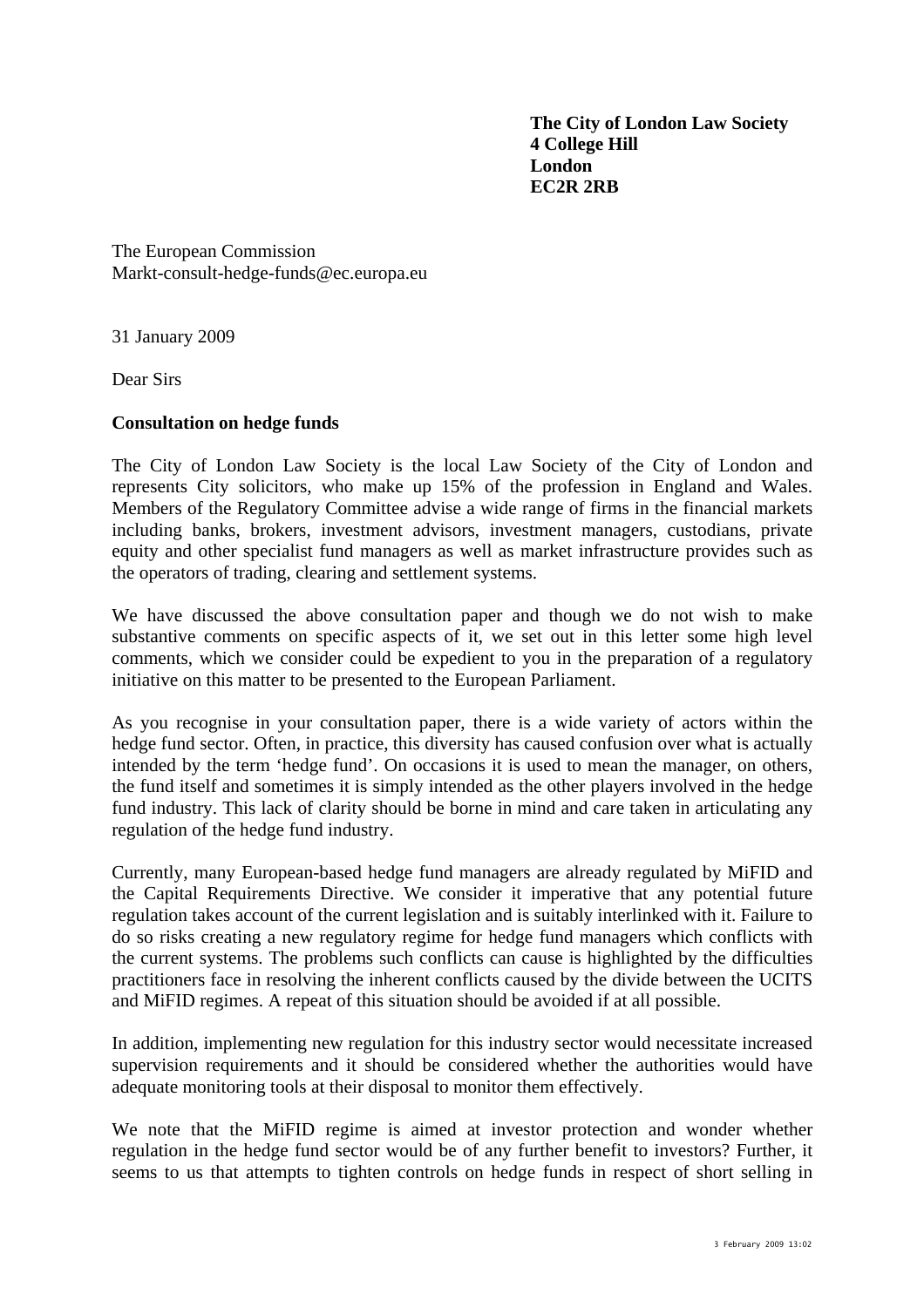**The City of London Law Society**
**4 College Hill**
**London**
**EC2R 2RB**

The European Commission
Markt-consult-hedge-funds@ec.europa.eu

31 January 2009

Dear Sirs

**Consultation on hedge funds**

The City of London Law Society is the local Law Society of the City of London and represents City solicitors, who make up 15% of the profession in England and Wales. Members of the Regulatory Committee advise a wide range of firms in the financial markets including banks, brokers, investment advisors, investment managers, custodians, private equity and other specialist fund managers as well as market infrastructure provides such as the operators of trading, clearing and settlement systems.

We have discussed the above consultation paper and though we do not wish to make substantive comments on specific aspects of it, we set out in this letter some high level comments, which we consider could be expedient to you in the preparation of a regulatory initiative on this matter to be presented to the European Parliament.

As you recognise in your consultation paper, there is a wide variety of actors within the hedge fund sector. Often, in practice, this diversity has caused confusion over what is actually intended by the term 'hedge fund'. On occasions it is used to mean the manager, on others, the fund itself and sometimes it is simply intended as the other players involved in the hedge fund industry. This lack of clarity should be borne in mind and care taken in articulating any regulation of the hedge fund industry.

Currently, many European-based hedge fund managers are already regulated by MiFID and the Capital Requirements Directive. We consider it imperative that any potential future regulation takes account of the current legislation and is suitably interlinked with it. Failure to do so risks creating a new regulatory regime for hedge fund managers which conflicts with the current systems. The problems such conflicts can cause is highlighted by the difficulties practitioners face in resolving the inherent conflicts caused by the divide between the UCITS and MiFID regimes. A repeat of this situation should be avoided if at all possible.

In addition, implementing new regulation for this industry sector would necessitate increased supervision requirements and it should be considered whether the authorities would have adequate monitoring tools at their disposal to monitor them effectively.

We note that the MiFID regime is aimed at investor protection and wonder whether regulation in the hedge fund sector would be of any further benefit to investors? Further, it seems to us that attempts to tighten controls on hedge funds in respect of short selling in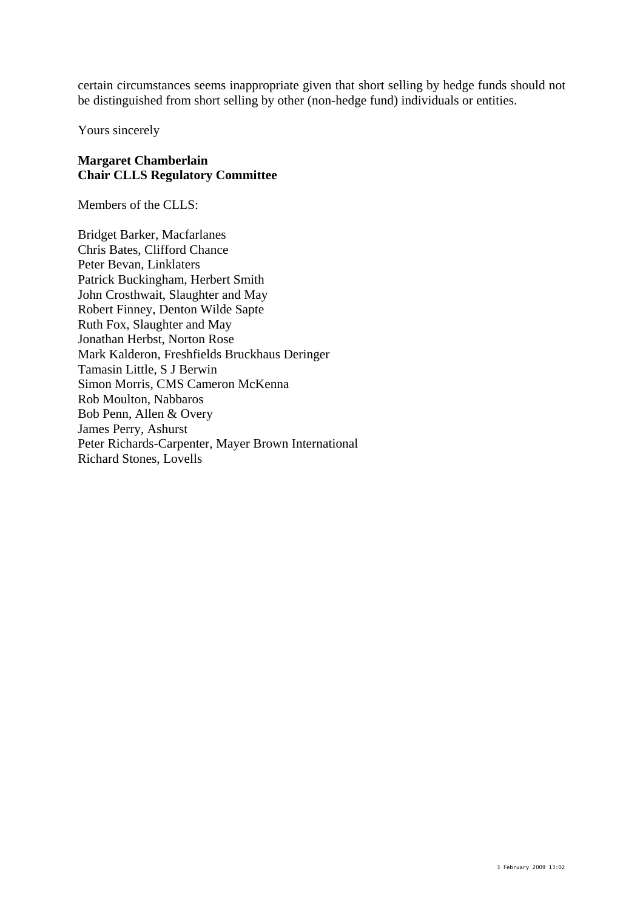certain circumstances seems inappropriate given that short selling by hedge funds should not be distinguished from short selling by other (non-hedge fund) individuals or entities.

Yours sincerely

**Margaret Chamberlain**
**Chair CLLS Regulatory Committee**

Members of the CLLS:

Bridget Barker, Macfarlanes
Chris Bates, Clifford Chance
Peter Bevan, Linklaters
Patrick Buckingham, Herbert Smith
John Crosthwait, Slaughter and May
Robert Finney, Denton Wilde Sapte
Ruth Fox, Slaughter and May
Jonathan Herbst, Norton Rose
Mark Kalderon, Freshfields Bruckhaus Deringer
Tamasin Little, S J Berwin
Simon Morris, CMS Cameron McKenna
Rob Moulton, Nabbaros
Bob Penn, Allen & Overy
James Perry, Ashurst
Peter Richards-Carpenter, Mayer Brown International
Richard Stones, Lovells

3 February 2009 13:02